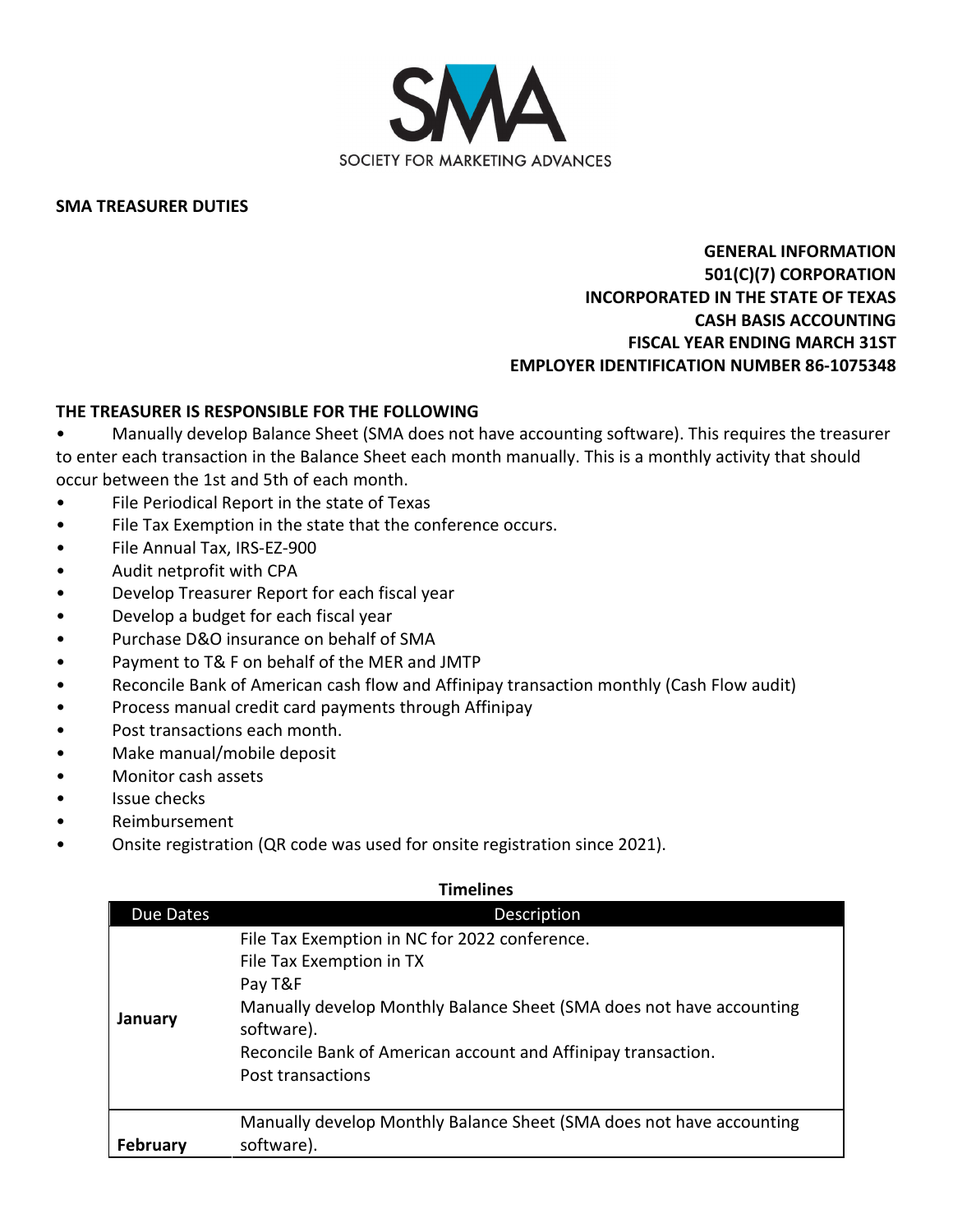SOCIETY FOR MARKETING ADVANCES

**SMA TREASURER DUTIES**

**GENERAL INFORMATION**
**501(C)(7) CORPORATION**
**INCORPORATED IN THE STATE OF TEXAS**
**CASH BASIS ACCOUNTING**
**FISCAL YEAR ENDING MARCH 31ST**
**EMPLOYER IDENTIFICATION NUMBER 86-1075348**

**THE TREASURER IS RESPONSIBLE FOR THE FOLLOWING**

- Manually develop Balance Sheet (SMA does not have accounting software). This requires the treasurer to enter each transaction in the Balance Sheet each month manually. This is a monthly activity that should occur between the 1st and 5th of each month.
- File Periodical Report in the state of Texas
- File Tax Exemption in the state that the conference occurs.
- File Annual Tax, IRS-EZ-900
- Audit netprofit with CPA
- Develop Treasurer Report for each fiscal year
- Develop a budget for each fiscal year
- Purchase D&O insurance on behalf of SMA
- Payment to T& F on behalf of the MER and JMTP
- Reconcile Bank of American cash flow and Affinipay transaction monthly (Cash Flow audit)
- Process manual credit card payments through Affinipay
- Post transactions each month.
- Make manual/mobile deposit
- Monitor cash assets
- Issue checks
- Reimbursement
- Onsite registration (QR code was used for onsite registration since 2021).

**Timelines**

| Due Dates | Description |
|---|---|
| **January** | File Tax Exemption in NC for 2022 conference.<br>File Tax Exemption in TX<br>Pay T&F<br>Manually develop Monthly Balance Sheet (SMA does not have accounting software).<br>Reconcile Bank of American account and Affinipay transaction.<br>Post transactions |
| **February** | Manually develop Monthly Balance Sheet (SMA does not have accounting software). |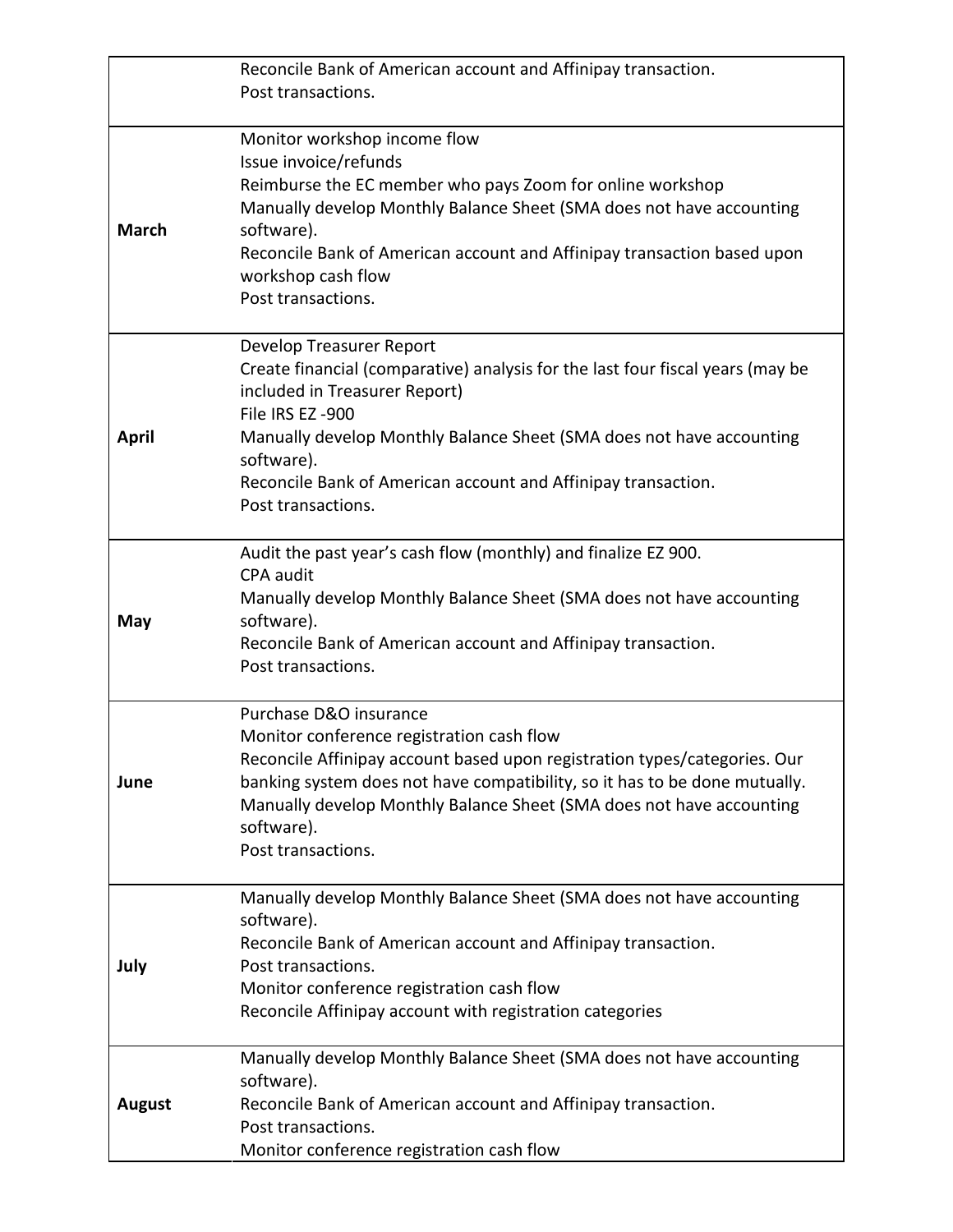| | |
|---|---|
| | Reconcile Bank of American account and Affinipay transaction.<br>Post transactions. |
| **March** | Monitor workshop income flow<br>Issue invoice/refunds<br>Reimburse the EC member who pays Zoom for online workshop<br>Manually develop Monthly Balance Sheet (SMA does not have accounting software).<br>Reconcile Bank of American account and Affinipay transaction based upon workshop cash flow<br>Post transactions. |
| **April** | Develop Treasurer Report<br>Create financial (comparative) analysis for the last four fiscal years (may be included in Treasurer Report)<br>File IRS EZ -900<br>Manually develop Monthly Balance Sheet (SMA does not have accounting software).<br>Reconcile Bank of American account and Affinipay transaction.<br>Post transactions. |
| **May** | Audit the past year's cash flow (monthly) and finalize EZ 900.<br>CPA audit<br>Manually develop Monthly Balance Sheet (SMA does not have accounting software).<br>Reconcile Bank of American account and Affinipay transaction.<br>Post transactions. |
| **June** | Purchase D&O insurance<br>Monitor conference registration cash flow<br>Reconcile Affinipay account based upon registration types/categories. Our banking system does not have compatibility, so it has to be done mutually.<br>Manually develop Monthly Balance Sheet (SMA does not have accounting software).<br>Post transactions. |
| **July** | Manually develop Monthly Balance Sheet (SMA does not have accounting software).<br>Reconcile Bank of American account and Affinipay transaction.<br>Post transactions.<br>Monitor conference registration cash flow<br>Reconcile Affinipay account with registration categories |
| **August** | Manually develop Monthly Balance Sheet (SMA does not have accounting software).<br>Reconcile Bank of American account and Affinipay transaction.<br>Post transactions.<br>Monitor conference registration cash flow |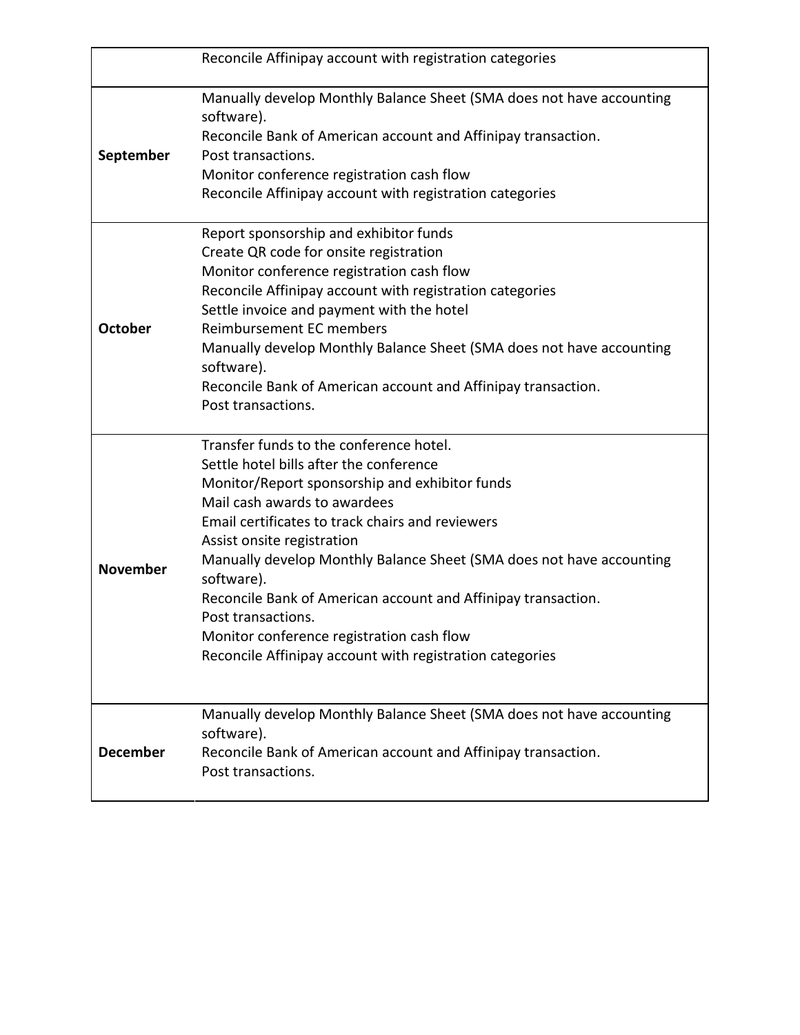| | |
|---|---|
| | Reconcile Affinipay account with registration categories |
| **September** | Manually develop Monthly Balance Sheet (SMA does not have accounting software).<br>Reconcile Bank of American account and Affinipay transaction.<br>Post transactions.<br>Monitor conference registration cash flow<br>Reconcile Affinipay account with registration categories |
| **October** | Report sponsorship and exhibitor funds<br>Create QR code for onsite registration<br>Monitor conference registration cash flow<br>Reconcile Affinipay account with registration categories<br>Settle invoice and payment with the hotel<br>Reimbursement EC members<br>Manually develop Monthly Balance Sheet (SMA does not have accounting software).<br>Reconcile Bank of American account and Affinipay transaction.<br>Post transactions. |
| **November** | Transfer funds to the conference hotel.<br>Settle hotel bills after the conference<br>Monitor/Report sponsorship and exhibitor funds<br>Mail cash awards to awardees<br>Email certificates to track chairs and reviewers<br>Assist onsite registration<br>Manually develop Monthly Balance Sheet (SMA does not have accounting software).<br>Reconcile Bank of American account and Affinipay transaction.<br>Post transactions.<br>Monitor conference registration cash flow<br>Reconcile Affinipay account with registration categories |
| **December** | Manually develop Monthly Balance Sheet (SMA does not have accounting software).<br>Reconcile Bank of American account and Affinipay transaction.<br>Post transactions. |